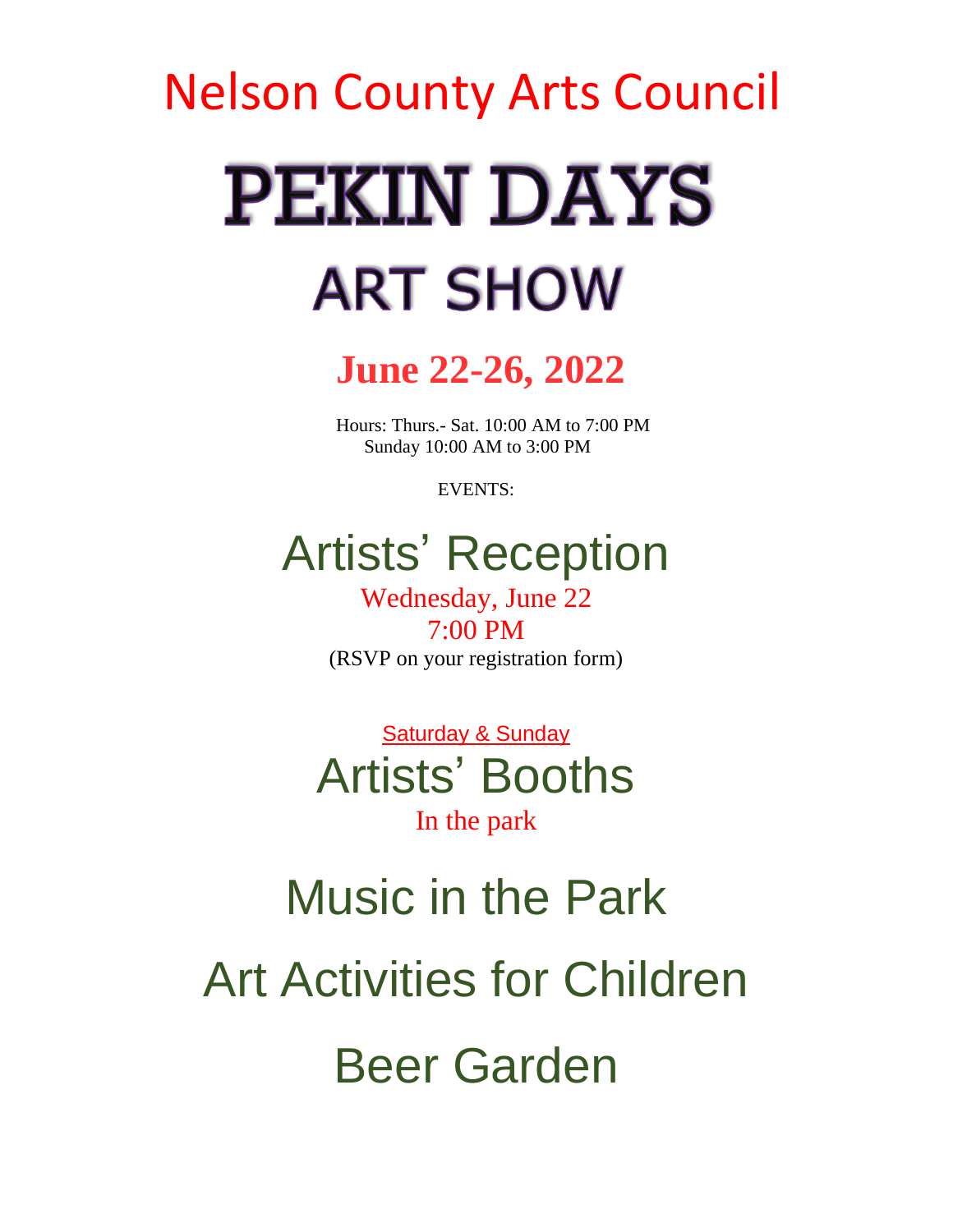# Nelson County Arts Council

# PEKIN DAYS

# ART SHOW

## June 22-26, 2022

Hours: Thurs.- Sat. 10:00 AM to 7:00 PM
Sunday 10:00 AM to 3:00 PM

EVENTS:

## Artists' Reception

Wednesday, June 22
7:00 PM
(RSVP on your registration form)

Saturday & Sunday

## Artists' Booths

In the park

## Music in the Park

## Art Activities for Children

## Beer Garden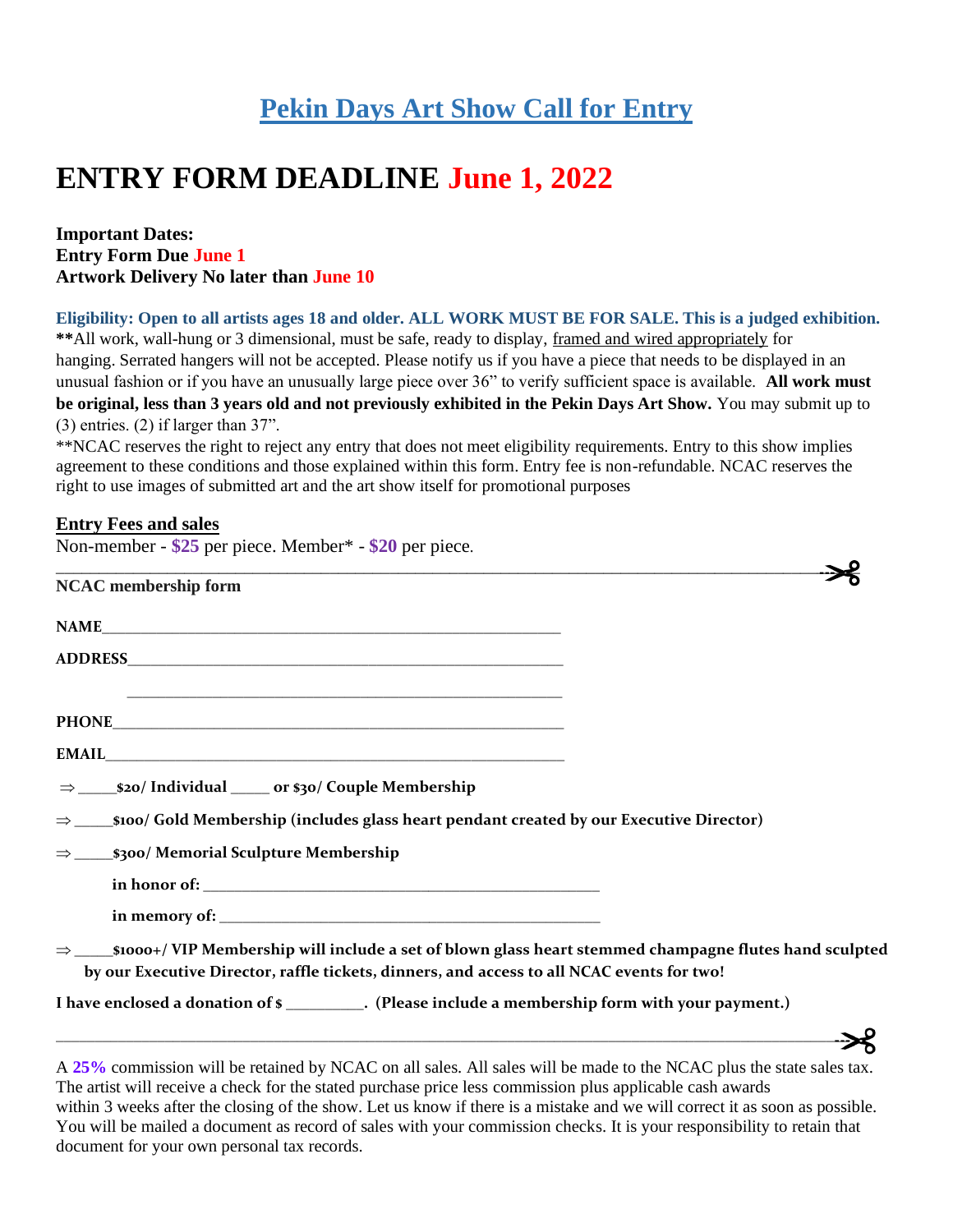# Pekin Days Art Show Call for Entry

# ENTRY FORM DEADLINE June 1, 2022

**Important Dates:**
**Entry Form Due June 1**
**Artwork Delivery No later than June 10**

**Eligibility: Open to all artists ages 18 and older. ALL WORK MUST BE FOR SALE. This is a judged exhibition.**
**All work, wall-hung or 3 dimensional, must be safe, ready to display, framed and wired appropriately for hanging. Serrated hangers will not be accepted. Please notify us if you have a piece that needs to be displayed in an unusual fashion or if you have an unusually large piece over 36" to verify sufficient space is available. **All work must be original, less than 3 years old and not previously exhibited in the Pekin Days Art Show.** You may submit up to (3) entries. (2) if larger than 37".
**NCAC reserves the right to reject any entry that does not meet eligibility requirements. Entry to this show implies agreement to these conditions and those explained within this form. Entry fee is non-refundable. NCAC reserves the right to use images of submitted art and the art show itself for promotional purposes

## Entry Fees and sales

Non-member - **$25** per piece. Member* - **$20** per piece.

---

**NCAC membership form**

**NAME**______________________________________________

**ADDRESS**______________________________________________

______________________________________________

**PHONE**______________________________________________

**EMAIL**______________________________________________

⇒ _____**$20/ Individual** _____ **or $30/ Couple Membership**

⇒ _____**$100/ Gold Membership (includes glass heart pendant created by our Executive Director)**

⇒ _____**$300/ Memorial Sculpture Membership**

**in honor of:** ______________________________________________

**in memory of:** ______________________________________________

⇒ _____**$1000+/ VIP Membership will include a set of blown glass heart stemmed champagne flutes hand sculpted by our Executive Director, raffle tickets, dinners, and access to all NCAC events for two!**

**I have enclosed a donation of $ _________. (Please include a membership form with your payment.)**

---

A **25%** commission will be retained by NCAC on all sales. All sales will be made to the NCAC plus the state sales tax. The artist will receive a check for the stated purchase price less commission plus applicable cash awards within 3 weeks after the closing of the show. Let us know if there is a mistake and we will correct it as soon as possible. You will be mailed a document as record of sales with your commission checks. It is your responsibility to retain that document for your own personal tax records.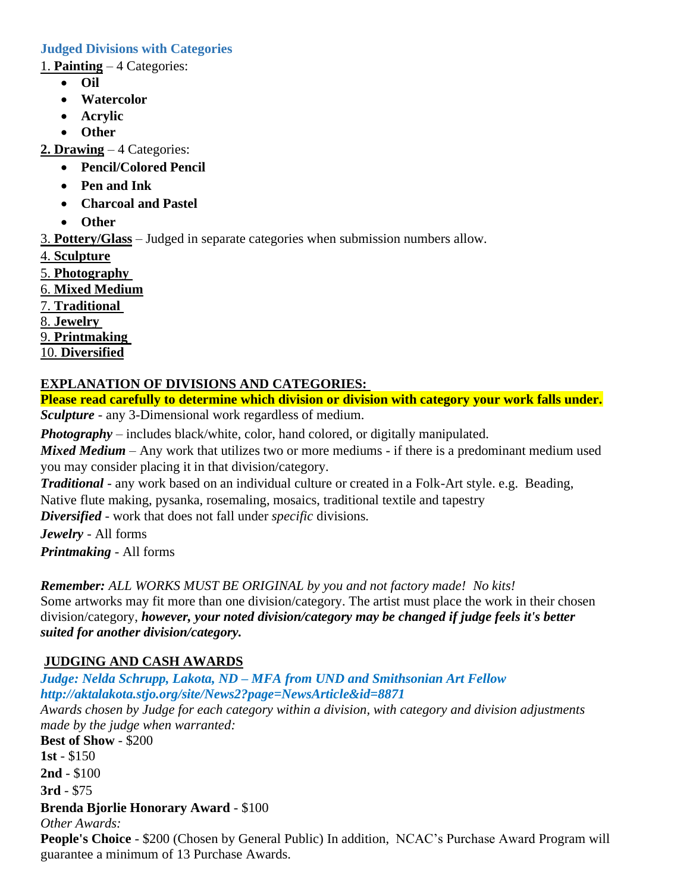### Judged Divisions with Categories

1. **Painting** – 4 Categories:
   - **Oil**
   - **Watercolor**
   - **Acrylic**
   - **Other**

**2. Drawing** – 4 Categories:
   - **Pencil/Colored Pencil**
   - **Pen and Ink**
   - **Charcoal and Pastel**
   - **Other**

3. **Pottery/Glass** – Judged in separate categories when submission numbers allow.

4. **Sculpture**

5. **Photography**

6. **Mixed Medium**

7. **Traditional**

8. **Jewelry**

9. **Printmaking**

10. **Diversified**

## EXPLANATION OF DIVISIONS AND CATEGORIES:

**Please read carefully to determine which division or division with category your work falls under.**

***Sculpture*** - any 3-Dimensional work regardless of medium.

***Photography*** – includes black/white, color, hand colored, or digitally manipulated.

***Mixed Medium*** – Any work that utilizes two or more mediums - if there is a predominant medium used you may consider placing it in that division/category.

***Traditional*** - any work based on an individual culture or created in a Folk-Art style. e.g. Beading, Native flute making, pysanka, rosemaling, mosaics, traditional textile and tapestry

***Diversified*** - work that does not fall under *specific* divisions.

***Jewelry*** - All forms

***Printmaking*** - All forms

***Remember:*** *ALL WORKS MUST BE ORIGINAL by you and not factory made! No kits!*

Some artworks may fit more than one division/category. The artist must place the work in their chosen division/category, ***however, your noted division/category may be changed if judge feels it's better suited for another division/category.***

## JUDGING AND CASH AWARDS

***Judge: Nelda Schrupp, Lakota, ND – MFA from UND and Smithsonian Art Fellow***
***http://aktalakota.stjo.org/site/News2?page=NewsArticle&id=8871***

*Awards chosen by Judge for each category within a division, with category and division adjustments made by the judge when warranted:*

**Best of Show** - $200

**1st** - $150

**2nd** - $100

**3rd** - $75

**Brenda Bjorlie Honorary Award** - $100

*Other Awards:*

**People's Choice** - $200 (Chosen by General Public) In addition, NCAC's Purchase Award Program will guarantee a minimum of 13 Purchase Awards.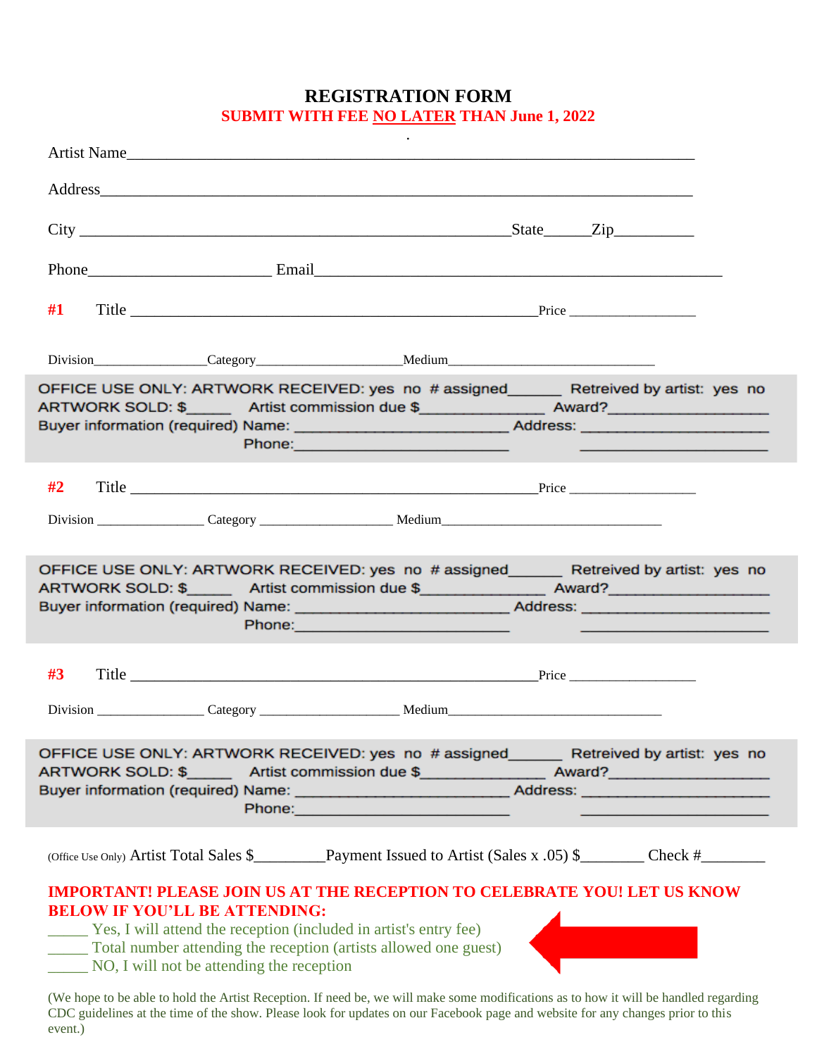# REGISTRATION FORM

**SUBMIT WITH FEE NO LATER THAN June 1, 2022**

Artist Name_______________________________________________________________

Address__________________________________________________________________

City _______________________________________________State______Zip__________

Phone_______________________ Email_______________________________________________

**#1** Title ____________________________________________________Price _________________

Division________________Category____________________Medium_____________________________

OFFICE USE ONLY: ARTWORK RECEIVED: yes no # assigned______ Retreived by artist: yes no
ARTWORK SOLD: $_____ Artist commission due $_______________ Award?__________________
Buyer information (required) Name: ________________________ Address: ______________________
Phone:________________________ ______________________

**#2** Title ____________________________________________________Price _________________

Division _______________ Category __________________ Medium________________________________

OFFICE USE ONLY: ARTWORK RECEIVED: yes no # assigned______ Retreived by artist: yes no
ARTWORK SOLD: $_____ Artist commission due $_______________ Award?__________________
Buyer information (required) Name: ________________________ Address: ______________________
Phone:________________________ ______________________

**#3** Title ____________________________________________________Price _________________

Division _______________ Category ___________________ Medium______________________________

OFFICE USE ONLY: ARTWORK RECEIVED: yes no # assigned______ Retreived by artist: yes no
ARTWORK SOLD: $_____ Artist commission due $_______________ Award?__________________
Buyer information (required) Name: ________________________ Address: ______________________
Phone:________________________ ______________________

(Office Use Only) Artist Total Sales $_________Payment Issued to Artist (Sales x .05) $________ Check #________

**IMPORTANT! PLEASE JOIN US AT THE RECEPTION TO CELEBRATE YOU! LET US KNOW BELOW IF YOU'LL BE ATTENDING:**

_____ Yes, I will attend the reception (included in artist's entry fee)
_____ Total number attending the reception (artists allowed one guest)
_____ NO, I will not be attending the reception

(We hope to be able to hold the Artist Reception. If need be, we will make some modifications as to how it will be handled regarding CDC guidelines at the time of the show. Please look for updates on our Facebook page and website for any changes prior to this event.)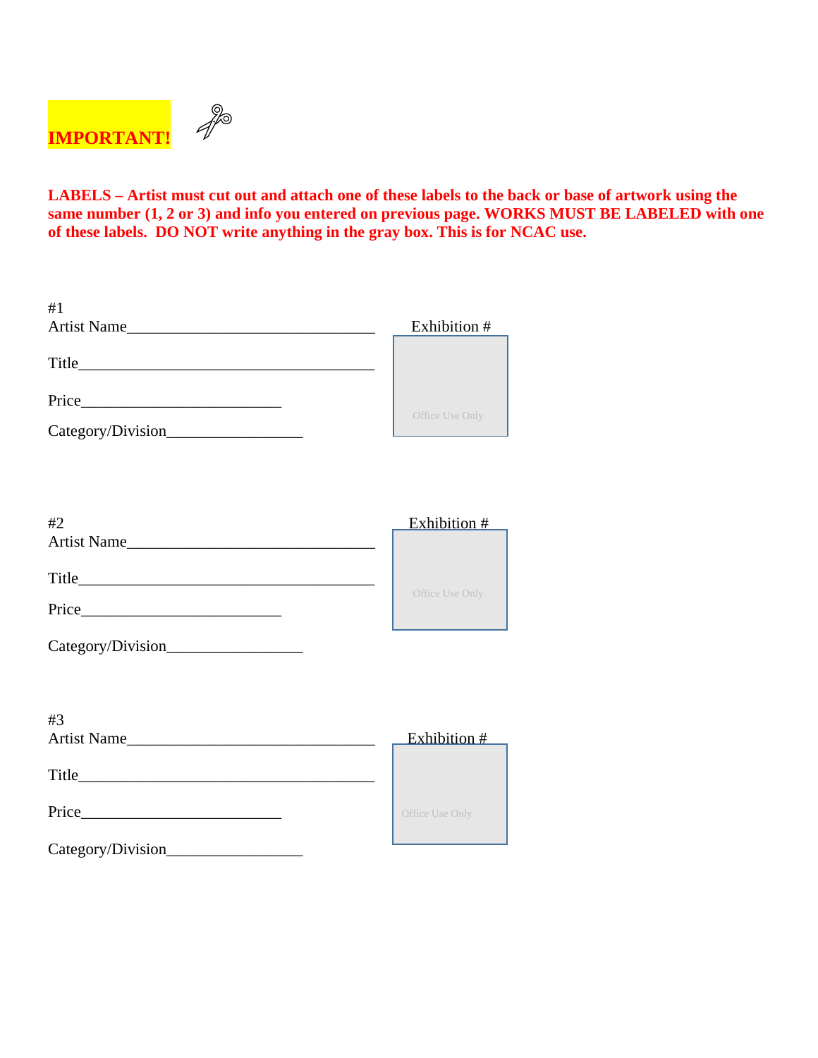**IMPORTANT!**

**LABELS – Artist must cut out and attach one of these labels to the back or base of artwork using the same number (1, 2 or 3) and info you entered on previous page. WORKS MUST BE LABELED with one of these labels. DO NOT write anything in the gray box. This is for NCAC use.**

#1

Artist Name________________________________

Title______________________________________

Price__________________________

Category/Division__________________

Exhibition #

Office Use Only

#2

Artist Name________________________________

Title______________________________________

Price__________________________

Category/Division__________________

Exhibition #

Office Use Only

#3

Artist Name________________________________

Title______________________________________

Price__________________________

Category/Division__________________

Exhibition #

Office Use Only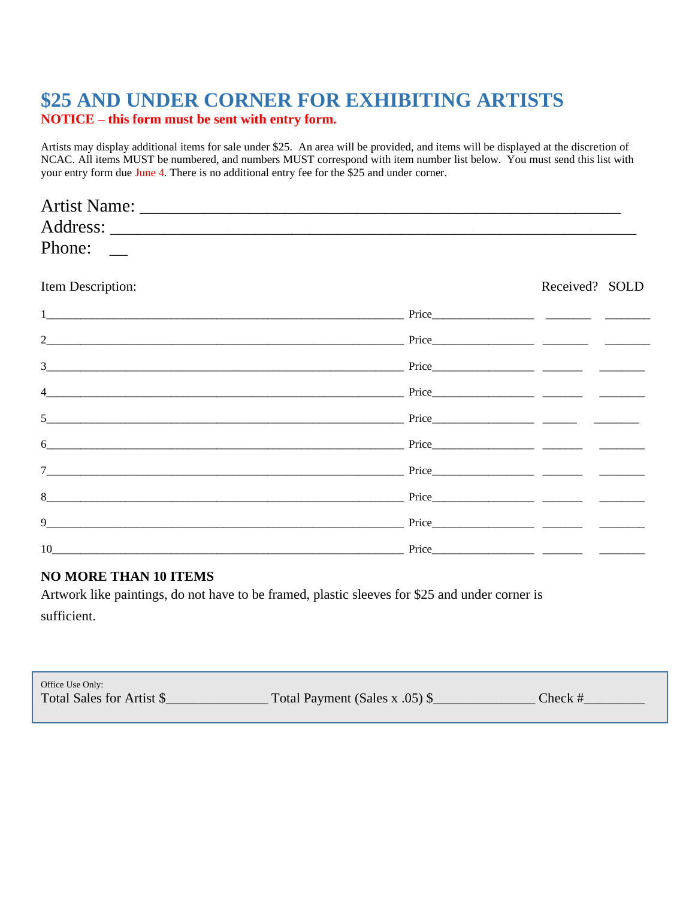# $25 AND UNDER CORNER FOR EXHIBITING ARTISTS

**NOTICE – this form must be sent with entry form.**

Artists may display additional items for sale under $25. An area will be provided, and items will be displayed at the discretion of NCAC. All items MUST be numbered, and numbers MUST correspond with item number list below. You must send this list with your entry form due June 4. There is no additional entry fee for the $25 and under corner.

Artist Name: ___________________________________________________

Address: _______________________________________________________

Phone: __

| Item Description: | Price | Received? | SOLD |
|---|---|---|---|
| 1 | Price | | |
| 2 | Price | | |
| 3 | Price | | |
| 4 | Price | | |
| 5 | Price | | |
| 6 | Price | | |
| 7 | Price | | |
| 8 | Price | | |
| 9 | Price | | |
| 10 | Price | | |

**NO MORE THAN 10 ITEMS**

Artwork like paintings, do not have to be framed, plastic sleeves for $25 and under corner is sufficient.

Office Use Only:

Total Sales for Artist $______________ Total Payment (Sales x .05) $______________ Check #________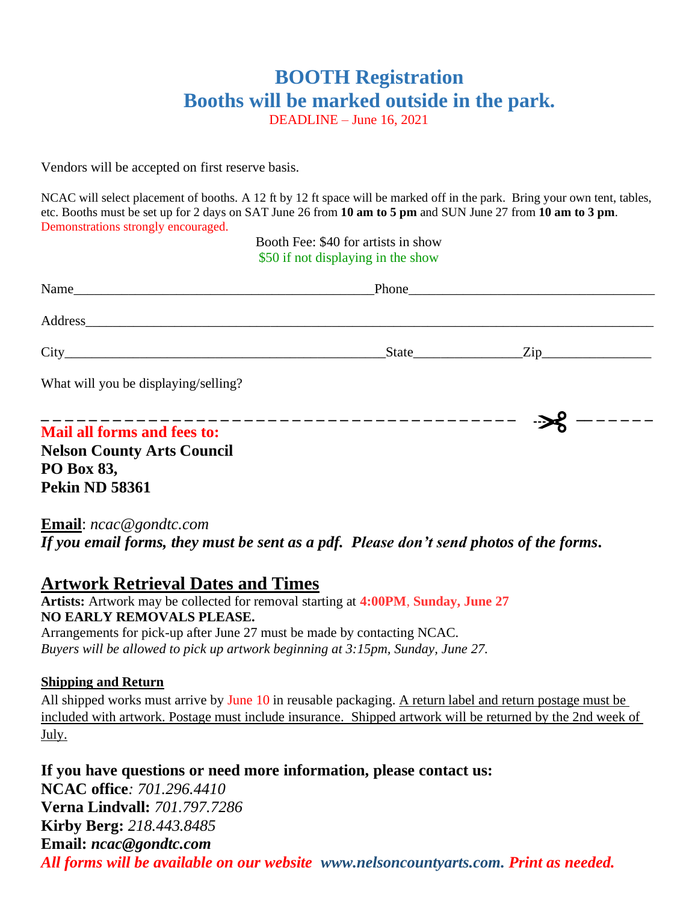# BOOTH Registration

# Booths will be marked outside in the park.

DEADLINE – June 16, 2021

Vendors will be accepted on first reserve basis.

NCAC will select placement of booths. A 12 ft by 12 ft space will be marked off in the park. Bring your own tent, tables, etc. Booths must be set up for 2 days on SAT June 26 from **10 am to 5 pm** and SUN June 27 from **10 am to 3 pm**. Demonstrations strongly encouraged.

Booth Fee: $40 for artists in show
$50 if not displaying in the show

Name_____________________________________________Phone____________________________________

Address_____________________________________________________________________________________

City________________________________________________State_______________Zip_______________

What will you be displaying/selling?

- - - - - - - - - - - - - - - - - - - - - - - - - - - - - - - - - - - - - - - - ✂ - - - - - -

**Mail all forms and fees to:**
**Nelson County Arts Council**
**PO Box 83,**
**Pekin ND 58361**

**Email**: *ncac@gondtc.com*
***If you email forms, they must be sent as a pdf. Please don't send photos of the forms.***

## Artwork Retrieval Dates and Times

**Artists:** Artwork may be collected for removal starting at **4:00PM, Sunday, June 27**
**NO EARLY REMOVALS PLEASE.**
Arrangements for pick-up after June 27 must be made by contacting NCAC.
*Buyers will be allowed to pick up artwork beginning at 3:15pm, Sunday, June 27.*

### Shipping and Return

All shipped works must arrive by June 10 in reusable packaging. A return label and return postage must be included with artwork. Postage must include insurance. Shipped artwork will be returned by the 2nd week of July.

**If you have questions or need more information, please contact us:**
**NCAC office**: *701.296.4410*
**Verna Lindvall:** *701.797.7286*
**Kirby Berg:** *218.443.8485*
**Email:** ***ncac@gondtc.com***
***All forms will be available on our website www.nelsoncountyarts.com. Print as needed.***